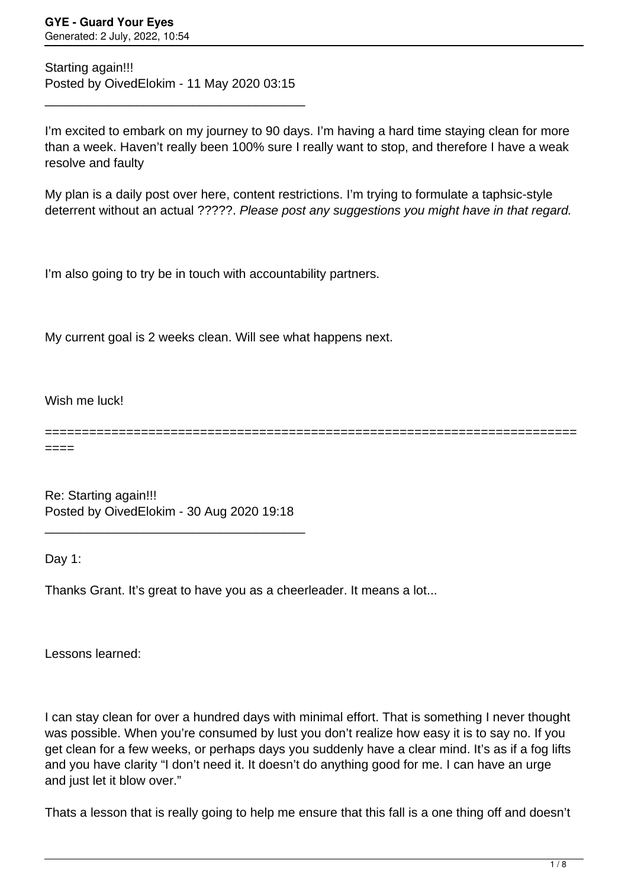Starting again!!!
Posted by OivedElokim - 11 May 2020 03:15

---

I'm excited to embark on my journey to 90 days. I'm having a hard time staying clean for more than a week. Haven't really been 100% sure I really want to stop, and therefore I have a weak resolve and faulty

My plan is a daily post over here, content restrictions. I'm trying to formulate a taphsic-style deterrent without an actual ?????. *Please post any suggestions you might have in that regard.*

I'm also going to try be in touch with accountability partners.

My current goal is 2 weeks clean. Will see what happens next.

Wish me luck!

============================================================================

Re: Starting again!!!
Posted by OivedElokim - 30 Aug 2020 19:18

---

Day 1:

Thanks Grant. It's great to have you as a cheerleader. It means a lot...

Lessons learned:

I can stay clean for over a hundred days with minimal effort. That is something I never thought was possible. When you're consumed by lust you don't realize how easy it is to say no. If you get clean for a few weeks, or perhaps days you suddenly have a clear mind. It's as if a fog lifts and you have clarity "I don't need it. It doesn't do anything good for me. I can have an urge and just let it blow over."

Thats a lesson that is really going to help me ensure that this fall is a one thing off and doesn't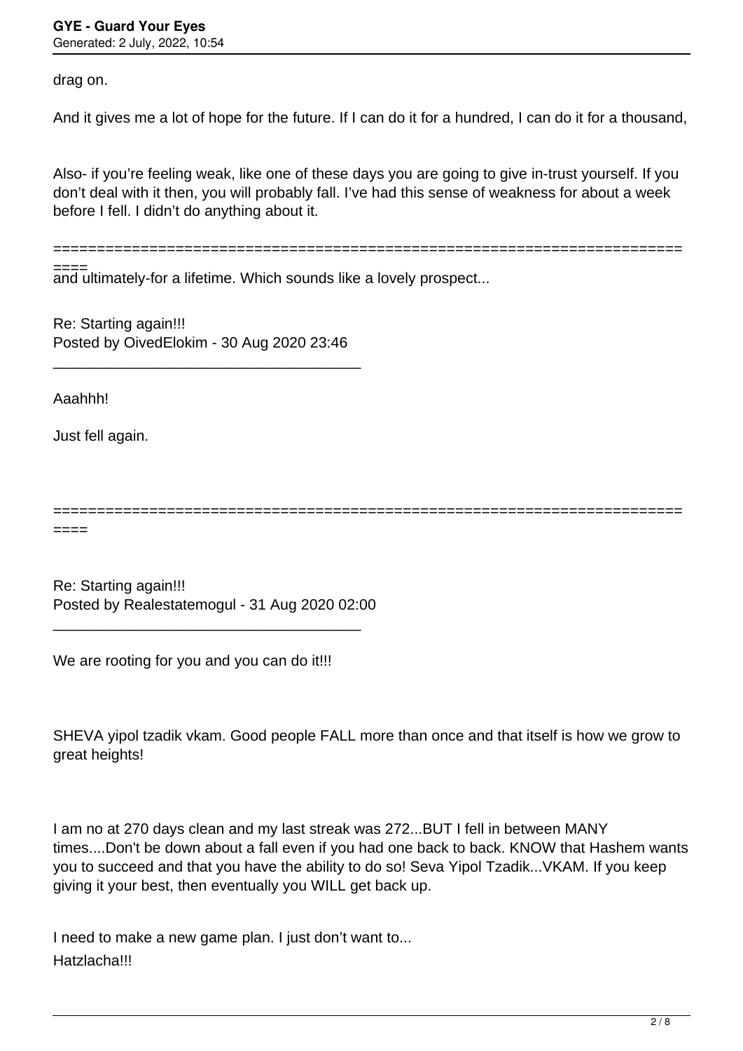drag on.

And it gives me a lot of hope for the future. If I can do it for a hundred, I can do it for a thousand,

Also- if you're feeling weak, like one of these days you are going to give in-trust yourself. If you don't deal with it then, you will probably fall. I've had this sense of weakness for about a week before I fell. I didn't do anything about it.

========================================================================

and ultimately-for a lifetime. Which sounds like a lovely prospect...

Re: Starting again!!!
Posted by OivedElokim - 30 Aug 2020 23:46

---

Aaahhh!

Just fell again.

========================================================================

Re: Starting again!!!
Posted by Realestatemogul - 31 Aug 2020 02:00

---

We are rooting for you and you can do it!!!

SHEVA yipol tzadik vkam. Good people FALL more than once and that itself is how we grow to great heights!

I am no at 270 days clean and my last streak was 272...BUT I fell in between MANY times....Don't be down about a fall even if you had one back to back. KNOW that Hashem wants you to succeed and that you have the ability to do so! Seva Yipol Tzadik...VKAM. If you keep giving it your best, then eventually you WILL get back up.

I need to make a new game plan. I just don't want to...
Hatzlacha!!!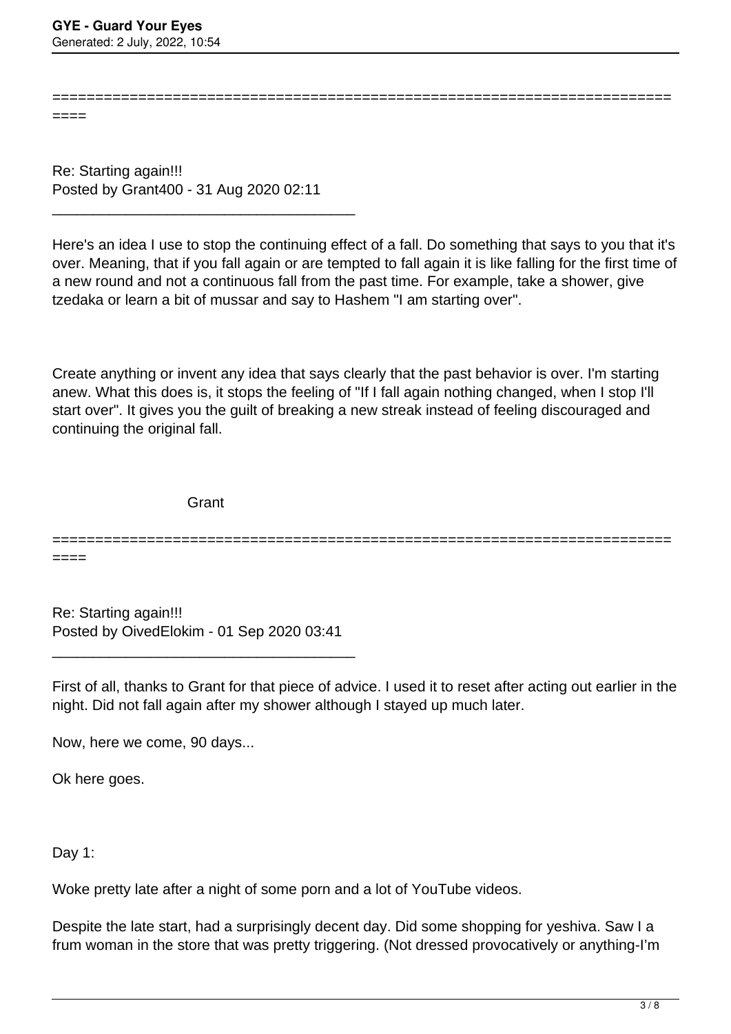==========================================================================
====

Re: Starting again!!!
Posted by Grant400 - 31 Aug 2020 02:11

_____________________________________

Here's an idea I use to stop the continuing effect of a fall. Do something that says to you that it's over. Meaning, that if you fall again or are tempted to fall again it is like falling for the first time of a new round and not a continuous fall from the past time. For example, take a shower, give tzedaka or learn a bit of mussar and say to Hashem "I am starting over".

Create anything or invent any idea that says clearly that the past behavior is over. I'm starting anew. What this does is, it stops the feeling of "If I fall again nothing changed, when I stop I'll start over". It gives you the guilt of breaking a new streak instead of feeling discouraged and continuing the original fall.

Grant

==========================================================================
====

Re: Starting again!!!
Posted by OivedElokim - 01 Sep 2020 03:41

_____________________________________

First of all, thanks to Grant for that piece of advice. I used it to reset after acting out earlier in the night. Did not fall again after my shower although I stayed up much later.

Now, here we come, 90 days...

Ok here goes.

Day 1:

Woke pretty late after a night of some porn and a lot of YouTube videos.

Despite the late start, had a surprisingly decent day. Did some shopping for yeshiva. Saw I a frum woman in the store that was pretty triggering. (Not dressed provocatively or anything-I'm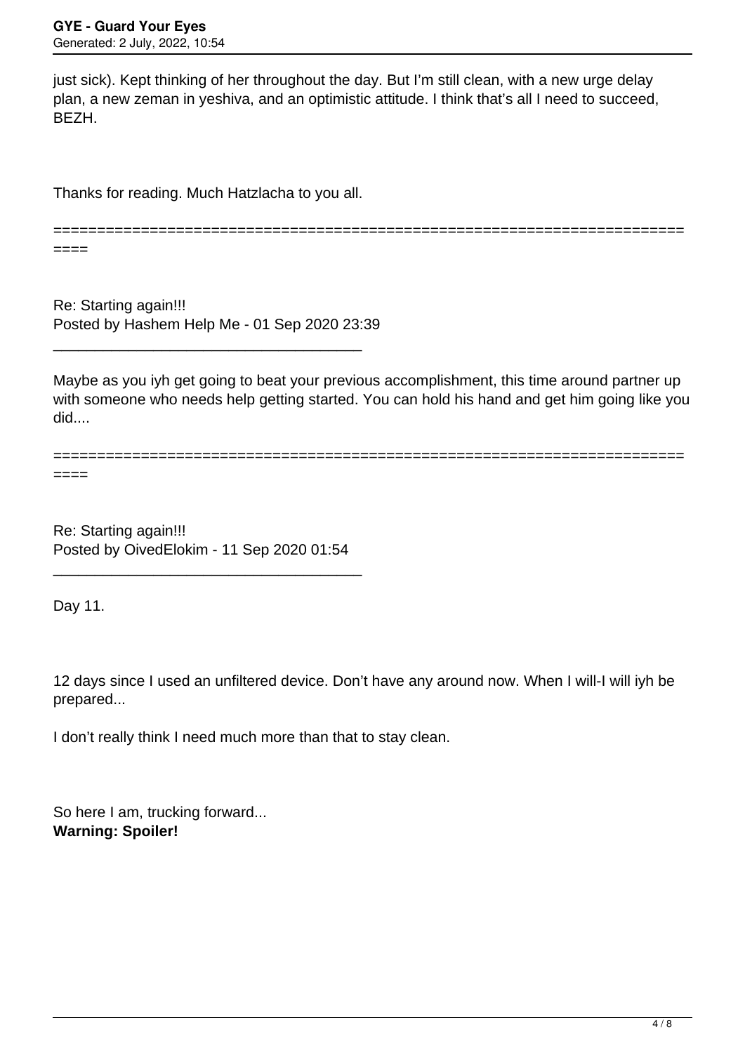just sick). Kept thinking of her throughout the day. But I'm still clean, with a new urge delay plan, a new zeman in yeshiva, and an optimistic attitude. I think that's all I need to succeed, BEZH.

Thanks for reading. Much Hatzlacha to you all.

============================================================================

Re: Starting again!!!
Posted by Hashem Help Me - 01 Sep 2020 23:39

---

Maybe as you iyh get going to beat your previous accomplishment, this time around partner up with someone who needs help getting started. You can hold his hand and get him going like you did....

============================================================================

Re: Starting again!!!
Posted by OivedElokim - 11 Sep 2020 01:54

---

Day 11.

12 days since I used an unfiltered device. Don't have any around now. When I will-I will iyh be prepared...

I don't really think I need much more than that to stay clean.

So here I am, trucking forward...
**Warning: Spoiler!**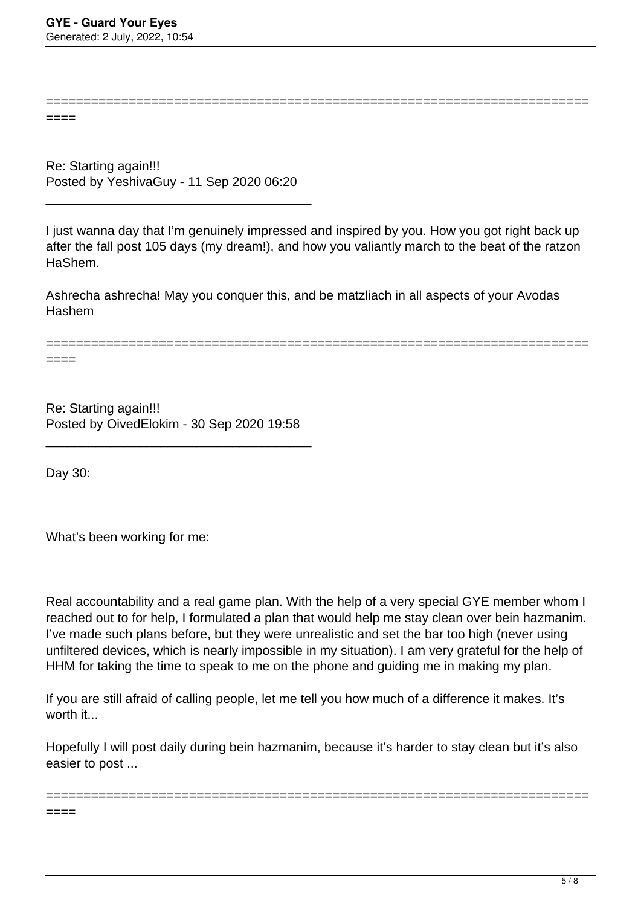---

Re: Starting again!!!
Posted by YeshivaGuy - 11 Sep 2020 06:20

---

I just wanna day that I'm genuinely impressed and inspired by you. How you got right back up after the fall post 105 days (my dream!), and how you valiantly march to the beat of the ratzon HaShem.

Ashrecha ashrecha! May you conquer this, and be matzliach in all aspects of your Avodas Hashem

---

Re: Starting again!!!
Posted by OivedElokim - 30 Sep 2020 19:58

---

Day 30:

What's been working for me:

Real accountability and a real game plan. With the help of a very special GYE member whom I reached out to for help, I formulated a plan that would help me stay clean over bein hazmanim. I've made such plans before, but they were unrealistic and set the bar too high (never using unfiltered devices, which is nearly impossible in my situation). I am very grateful for the help of HHM for taking the time to speak to me on the phone and guiding me in making my plan.

If you are still afraid of calling people, let me tell you how much of a difference it makes. It's worth it...

Hopefully I will post daily during bein hazmanim, because it's harder to stay clean but it's also easier to post ...

---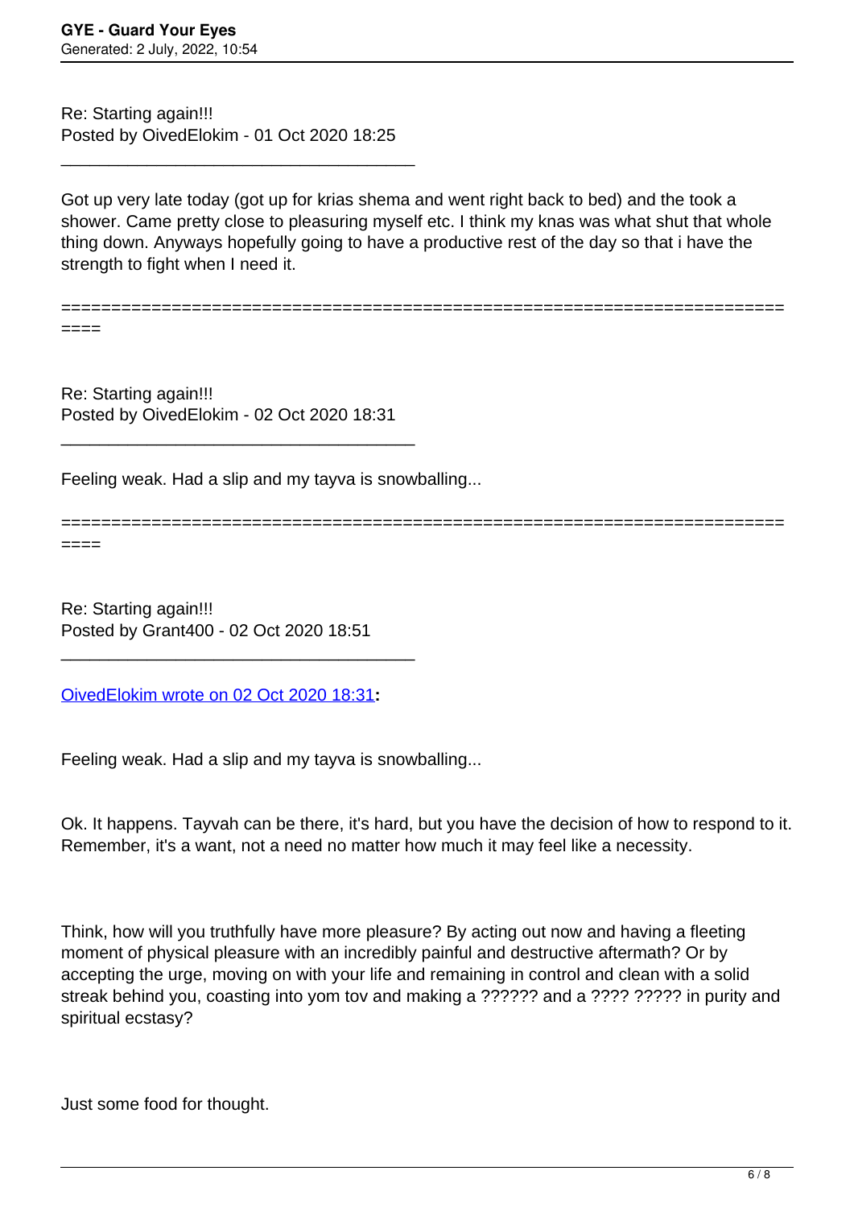Re: Starting again!!!
Posted by OivedElokim - 01 Oct 2020 18:25

---

Got up very late today (got up for krias shema and went right back to bed) and the took a shower. Came pretty close to pleasuring myself etc. I think my knas was what shut that whole thing down. Anyways hopefully going to have a productive rest of the day so that i have the strength to fight when I need it.

============================================================================

Re: Starting again!!!
Posted by OivedElokim - 02 Oct 2020 18:31

---

Feeling weak. Had a slip and my tayva is snowballing...

============================================================================

Re: Starting again!!!
Posted by Grant400 - 02 Oct 2020 18:51

---

OivedElokim wrote on 02 Oct 2020 18:31**:**

Feeling weak. Had a slip and my tayva is snowballing...

Ok. It happens. Tayvah can be there, it's hard, but you have the decision of how to respond to it. Remember, it's a want, not a need no matter how much it may feel like a necessity.

Think, how will you truthfully have more pleasure? By acting out now and having a fleeting moment of physical pleasure with an incredibly painful and destructive aftermath? Or by accepting the urge, moving on with your life and remaining in control and clean with a solid streak behind you, coasting into yom tov and making a ?????? and a ???? ????? in purity and spiritual ecstasy?

Just some food for thought.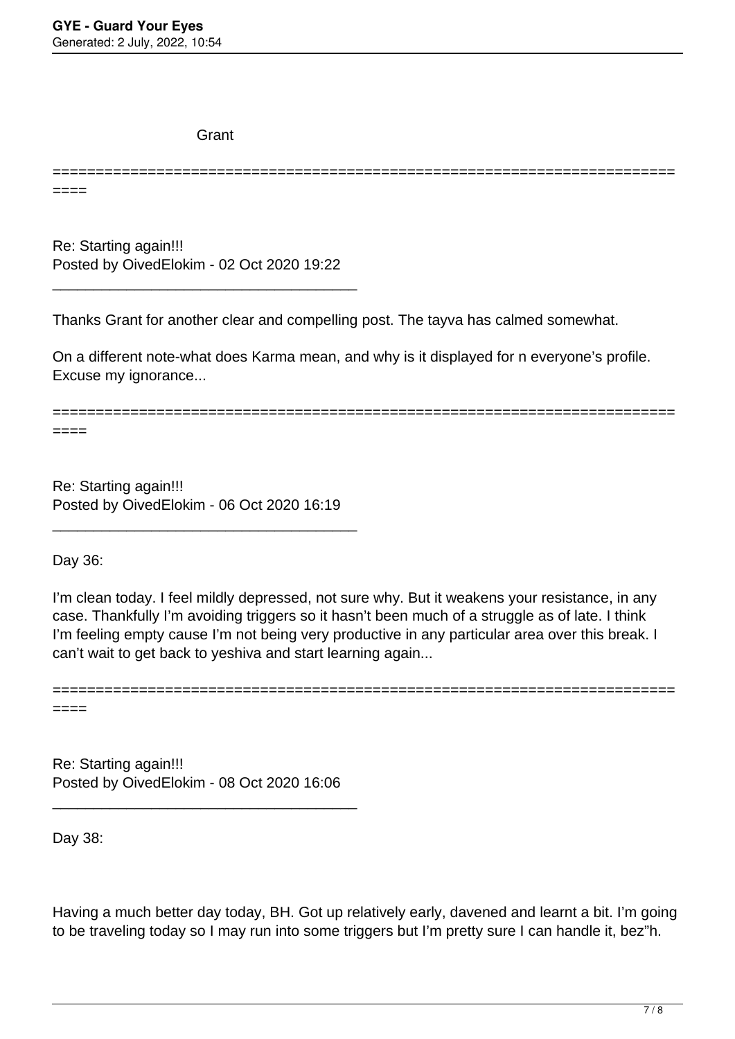Grant

---

Re: Starting again!!!
Posted by OivedElokim - 02 Oct 2020 19:22

---

Thanks Grant for another clear and compelling post. The tayva has calmed somewhat.

On a different note-what does Karma mean, and why is it displayed for n everyone's profile. Excuse my ignorance...

---

Re: Starting again!!!
Posted by OivedElokim - 06 Oct 2020 16:19

---

Day 36:

I'm clean today. I feel mildly depressed, not sure why. But it weakens your resistance, in any case. Thankfully I'm avoiding triggers so it hasn't been much of a struggle as of late. I think I'm feeling empty cause I'm not being very productive in any particular area over this break. I can't wait to get back to yeshiva and start learning again...

---

Re: Starting again!!!
Posted by OivedElokim - 08 Oct 2020 16:06

---

Day 38:

Having a much better day today, BH. Got up relatively early, davened and learnt a bit. I'm going to be traveling today so I may run into some triggers but I'm pretty sure I can handle it, bez"h.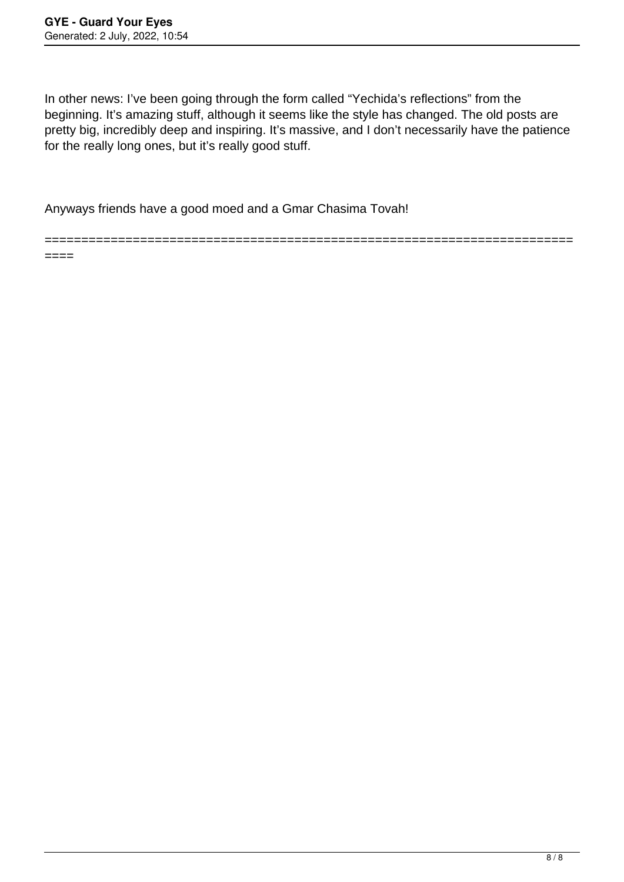In other news: I've been going through the form called "Yechida's reflections" from the beginning. It's amazing stuff, although it seems like the style has changed. The old posts are pretty big, incredibly deep and inspiring. It's massive, and I don't necessarily have the patience for the really long ones, but it's really good stuff.

Anyways friends have a good moed and a Gmar Chasima Tovah!

============================================================================